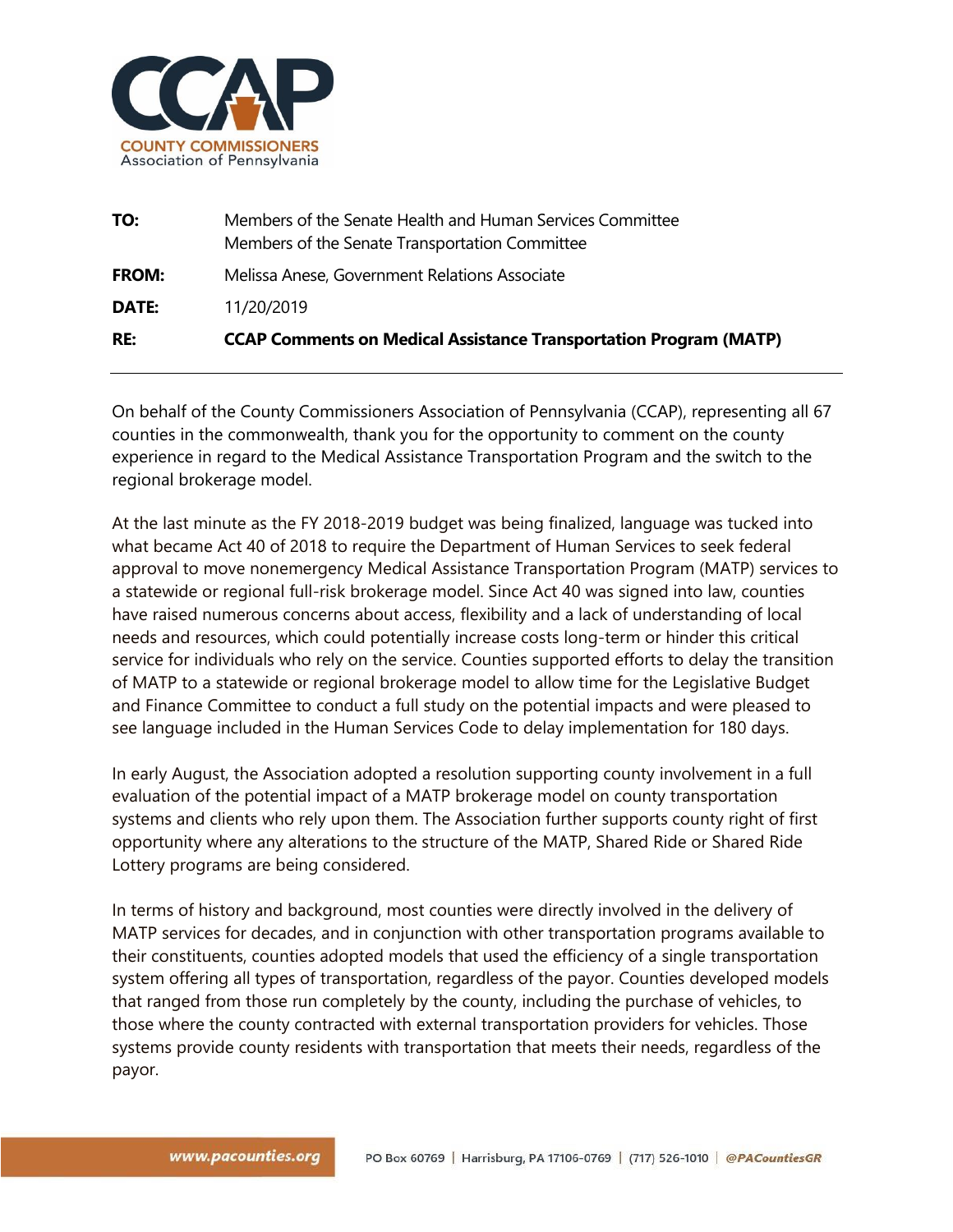**CCAP**
COUNTY COMMISSIONERS
Association of Pennsylvania

| | |
|---|---|
| **TO:** | Members of the Senate Health and Human Services Committee<br>Members of the Senate Transportation Committee |
| **FROM:** | Melissa Anese, Government Relations Associate |
| **DATE:** | 11/20/2019 |
| **RE:** | **CCAP Comments on Medical Assistance Transportation Program (MATP)** |

---

On behalf of the County Commissioners Association of Pennsylvania (CCAP), representing all 67 counties in the commonwealth, thank you for the opportunity to comment on the county experience in regard to the Medical Assistance Transportation Program and the switch to the regional brokerage model.

At the last minute as the FY 2018-2019 budget was being finalized, language was tucked into what became Act 40 of 2018 to require the Department of Human Services to seek federal approval to move nonemergency Medical Assistance Transportation Program (MATP) services to a statewide or regional full-risk brokerage model. Since Act 40 was signed into law, counties have raised numerous concerns about access, flexibility and a lack of understanding of local needs and resources, which could potentially increase costs long-term or hinder this critical service for individuals who rely on the service. Counties supported efforts to delay the transition of MATP to a statewide or regional brokerage model to allow time for the Legislative Budget and Finance Committee to conduct a full study on the potential impacts and were pleased to see language included in the Human Services Code to delay implementation for 180 days.

In early August, the Association adopted a resolution supporting county involvement in a full evaluation of the potential impact of a MATP brokerage model on county transportation systems and clients who rely upon them. The Association further supports county right of first opportunity where any alterations to the structure of the MATP, Shared Ride or Shared Ride Lottery programs are being considered.

In terms of history and background, most counties were directly involved in the delivery of MATP services for decades, and in conjunction with other transportation programs available to their constituents, counties adopted models that used the efficiency of a single transportation system offering all types of transportation, regardless of the payor. Counties developed models that ranged from those run completely by the county, including the purchase of vehicles, to those where the county contracted with external transportation providers for vehicles. Those systems provide county residents with transportation that meets their needs, regardless of the payor.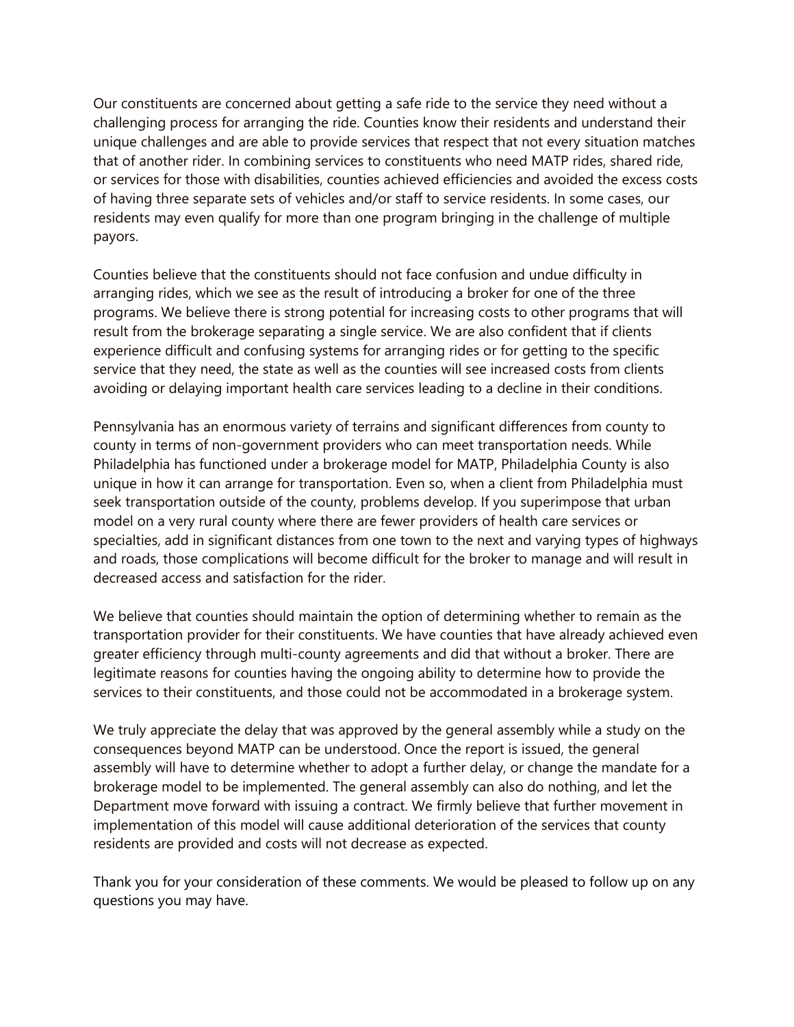Our constituents are concerned about getting a safe ride to the service they need without a challenging process for arranging the ride. Counties know their residents and understand their unique challenges and are able to provide services that respect that not every situation matches that of another rider. In combining services to constituents who need MATP rides, shared ride, or services for those with disabilities, counties achieved efficiencies and avoided the excess costs of having three separate sets of vehicles and/or staff to service residents. In some cases, our residents may even qualify for more than one program bringing in the challenge of multiple payors.

Counties believe that the constituents should not face confusion and undue difficulty in arranging rides, which we see as the result of introducing a broker for one of the three programs. We believe there is strong potential for increasing costs to other programs that will result from the brokerage separating a single service. We are also confident that if clients experience difficult and confusing systems for arranging rides or for getting to the specific service that they need, the state as well as the counties will see increased costs from clients avoiding or delaying important health care services leading to a decline in their conditions.

Pennsylvania has an enormous variety of terrains and significant differences from county to county in terms of non-government providers who can meet transportation needs. While Philadelphia has functioned under a brokerage model for MATP, Philadelphia County is also unique in how it can arrange for transportation. Even so, when a client from Philadelphia must seek transportation outside of the county, problems develop. If you superimpose that urban model on a very rural county where there are fewer providers of health care services or specialties, add in significant distances from one town to the next and varying types of highways and roads, those complications will become difficult for the broker to manage and will result in decreased access and satisfaction for the rider.

We believe that counties should maintain the option of determining whether to remain as the transportation provider for their constituents. We have counties that have already achieved even greater efficiency through multi-county agreements and did that without a broker. There are legitimate reasons for counties having the ongoing ability to determine how to provide the services to their constituents, and those could not be accommodated in a brokerage system.

We truly appreciate the delay that was approved by the general assembly while a study on the consequences beyond MATP can be understood. Once the report is issued, the general assembly will have to determine whether to adopt a further delay, or change the mandate for a brokerage model to be implemented. The general assembly can also do nothing, and let the Department move forward with issuing a contract. We firmly believe that further movement in implementation of this model will cause additional deterioration of the services that county residents are provided and costs will not decrease as expected.

Thank you for your consideration of these comments. We would be pleased to follow up on any questions you may have.